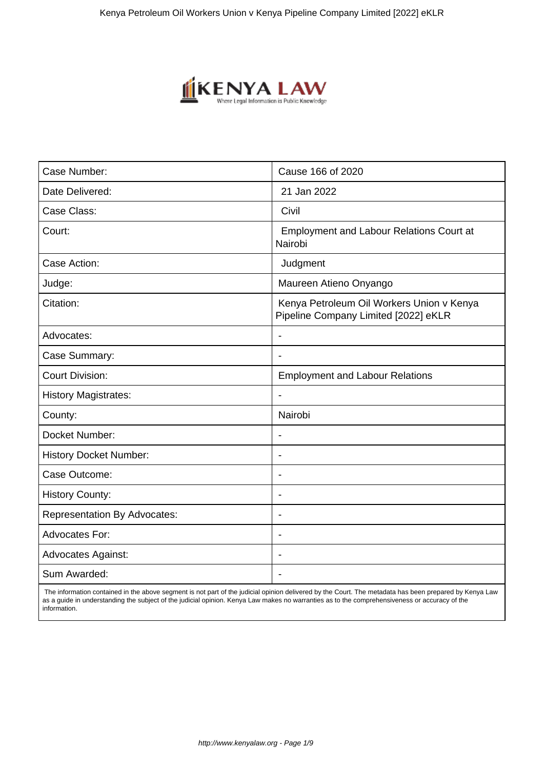| Case Number: | Cause 166 of 2020 |
| --- | --- |
| Date Delivered: | 21 Jan 2022 |
| Case Class: | Civil |
| Court: | Employment and Labour Relations Court at Nairobi |
| Case Action: | Judgment |
| Judge: | Maureen Atieno Onyango |
| Citation: | Kenya Petroleum Oil Workers Union v Kenya Pipeline Company Limited [2022] eKLR |
| Advocates: | - |
| Case Summary: | - |
| Court Division: | Employment and Labour Relations |
| History Magistrates: | - |
| County: | Nairobi |
| Docket Number: | - |
| History Docket Number: | - |
| Case Outcome: | - |
| History County: | - |
| Representation By Advocates: | - |
| Advocates For: | - |
| Advocates Against: | - |
| Sum Awarded: | - |

The information contained in the above segment is not part of the judicial opinion delivered by the Court. The metadata has been prepared by Kenya Law as a guide in understanding the subject of the judicial opinion. Kenya Law makes no warranties as to the comprehensiveness or accuracy of the information.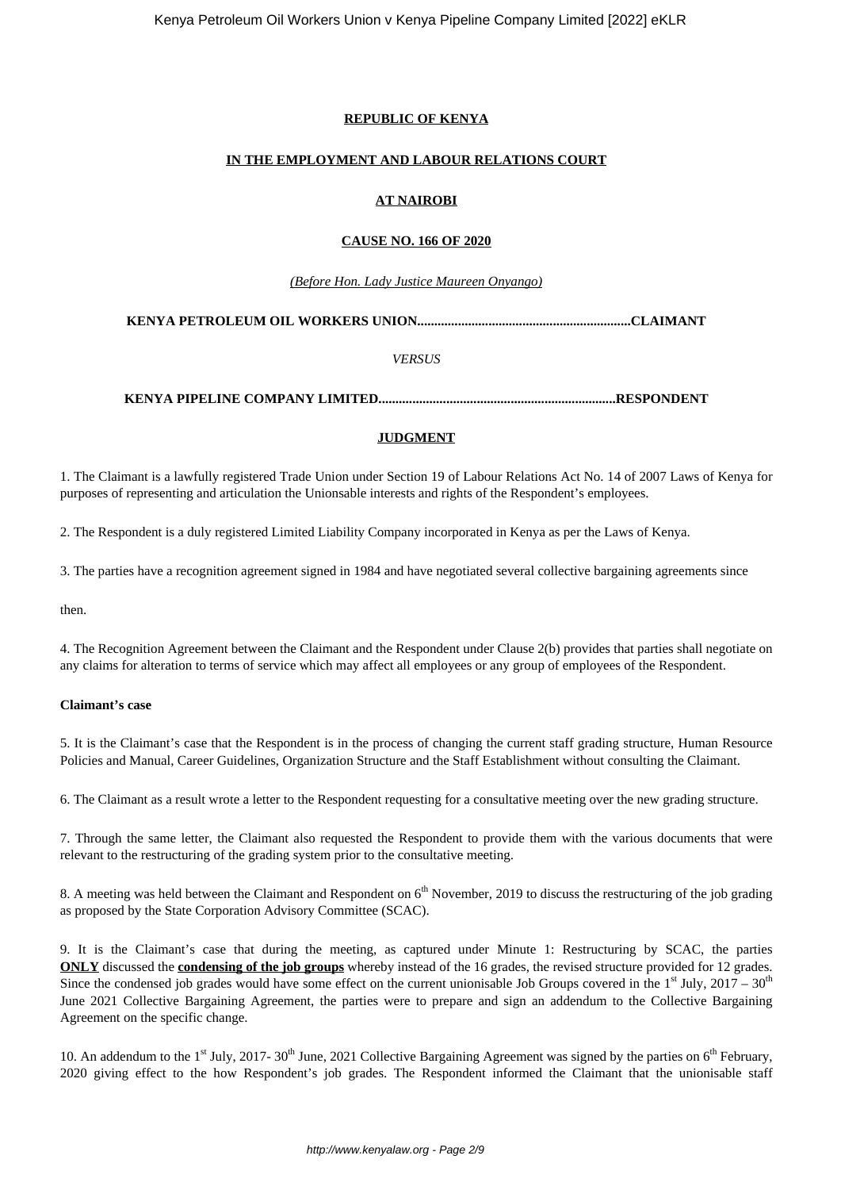**REPUBLIC OF KENYA**

**IN THE EMPLOYMENT AND LABOUR RELATIONS COURT**

**AT NAIROBI**

**CAUSE NO. 166 OF 2020**

*(Before Hon. Lady Justice Maureen Onyango)*

**KENYA PETROLEUM OIL WORKERS UNION..............................................................CLAIMANT**

*VERSUS*

**KENYA PIPELINE COMPANY LIMITED......................................................................RESPONDENT**

**JUDGMENT**

1. The Claimant is a lawfully registered Trade Union under Section 19 of Labour Relations Act No. 14 of 2007 Laws of Kenya for purposes of representing and articulation the Unionsable interests and rights of the Respondent's employees.

2. The Respondent is a duly registered Limited Liability Company incorporated in Kenya as per the Laws of Kenya.

3. The parties have a recognition agreement signed in 1984 and have negotiated several collective bargaining agreements since then.

4. The Recognition Agreement between the Claimant and the Respondent under Clause 2(b) provides that parties shall negotiate on any claims for alteration to terms of service which may affect all employees or any group of employees of the Respondent.

**Claimant's case**

5. It is the Claimant's case that the Respondent is in the process of changing the current staff grading structure, Human Resource Policies and Manual, Career Guidelines, Organization Structure and the Staff Establishment without consulting the Claimant.

6. The Claimant as a result wrote a letter to the Respondent requesting for a consultative meeting over the new grading structure.

7. Through the same letter, the Claimant also requested the Respondent to provide them with the various documents that were relevant to the restructuring of the grading system prior to the consultative meeting.

8. A meeting was held between the Claimant and Respondent on 6th November, 2019 to discuss the restructuring of the job grading as proposed by the State Corporation Advisory Committee (SCAC).

9. It is the Claimant's case that during the meeting, as captured under Minute 1: Restructuring by SCAC, the parties **ONLY** discussed the **condensing of the job groups** whereby instead of the 16 grades, the revised structure provided for 12 grades. Since the condensed job grades would have some effect on the current unionisable Job Groups covered in the 1st July, 2017 – 30th June 2021 Collective Bargaining Agreement, the parties were to prepare and sign an addendum to the Collective Bargaining Agreement on the specific change.

10. An addendum to the 1st July, 2017- 30th June, 2021 Collective Bargaining Agreement was signed by the parties on 6th February, 2020 giving effect to the how Respondent's job grades. The Respondent informed the Claimant that the unionisable staff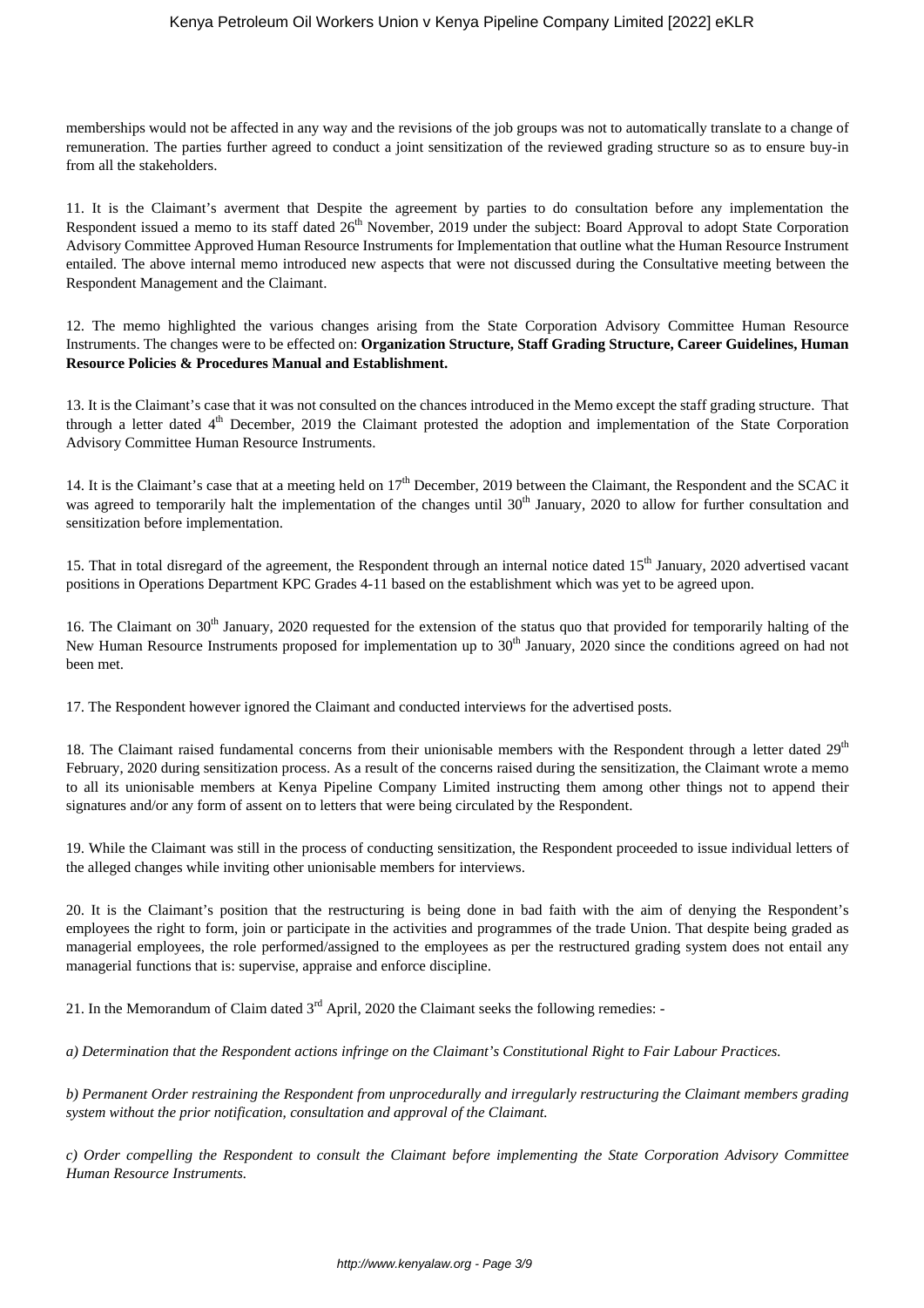memberships would not be affected in any way and the revisions of the job groups was not to automatically translate to a change of remuneration. The parties further agreed to conduct a joint sensitization of the reviewed grading structure so as to ensure buy-in from all the stakeholders.

11. It is the Claimant's averment that Despite the agreement by parties to do consultation before any implementation the Respondent issued a memo to its staff dated 26th November, 2019 under the subject: Board Approval to adopt State Corporation Advisory Committee Approved Human Resource Instruments for Implementation that outline what the Human Resource Instrument entailed. The above internal memo introduced new aspects that were not discussed during the Consultative meeting between the Respondent Management and the Claimant.

12. The memo highlighted the various changes arising from the State Corporation Advisory Committee Human Resource Instruments. The changes were to be effected on: **Organization Structure, Staff Grading Structure, Career Guidelines, Human Resource Policies & Procedures Manual and Establishment.**

13. It is the Claimant's case that it was not consulted on the chances introduced in the Memo except the staff grading structure. That through a letter dated 4th December, 2019 the Claimant protested the adoption and implementation of the State Corporation Advisory Committee Human Resource Instruments.

14. It is the Claimant's case that at a meeting held on 17th December, 2019 between the Claimant, the Respondent and the SCAC it was agreed to temporarily halt the implementation of the changes until 30th January, 2020 to allow for further consultation and sensitization before implementation.

15. That in total disregard of the agreement, the Respondent through an internal notice dated 15th January, 2020 advertised vacant positions in Operations Department KPC Grades 4-11 based on the establishment which was yet to be agreed upon.

16. The Claimant on 30th January, 2020 requested for the extension of the status quo that provided for temporarily halting of the New Human Resource Instruments proposed for implementation up to 30th January, 2020 since the conditions agreed on had not been met.

17. The Respondent however ignored the Claimant and conducted interviews for the advertised posts.

18. The Claimant raised fundamental concerns from their unionisable members with the Respondent through a letter dated 29th February, 2020 during sensitization process. As a result of the concerns raised during the sensitization, the Claimant wrote a memo to all its unionisable members at Kenya Pipeline Company Limited instructing them among other things not to append their signatures and/or any form of assent on to letters that were being circulated by the Respondent.

19. While the Claimant was still in the process of conducting sensitization, the Respondent proceeded to issue individual letters of the alleged changes while inviting other unionisable members for interviews.

20. It is the Claimant's position that the restructuring is being done in bad faith with the aim of denying the Respondent's employees the right to form, join or participate in the activities and programmes of the trade Union. That despite being graded as managerial employees, the role performed/assigned to the employees as per the restructured grading system does not entail any managerial functions that is: supervise, appraise and enforce discipline.

21. In the Memorandum of Claim dated 3rd April, 2020 the Claimant seeks the following remedies: -

*a) Determination that the Respondent actions infringe on the Claimant's Constitutional Right to Fair Labour Practices.*

*b) Permanent Order restraining the Respondent from unprocedurally and irregularly restructuring the Claimant members grading system without the prior notification, consultation and approval of the Claimant.*

*c) Order compelling the Respondent to consult the Claimant before implementing the State Corporation Advisory Committee Human Resource Instruments.*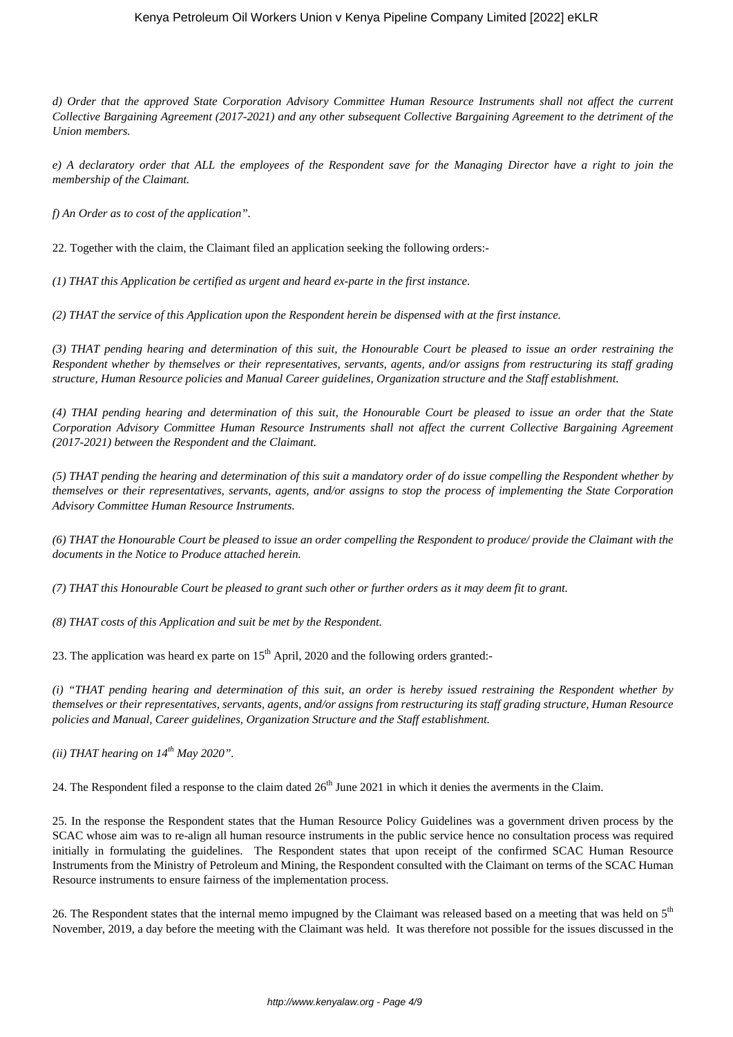*d) Order that the approved State Corporation Advisory Committee Human Resource Instruments shall not affect the current Collective Bargaining Agreement (2017-2021) and any other subsequent Collective Bargaining Agreement to the detriment of the Union members.*

*e) A declaratory order that ALL the employees of the Respondent save for the Managing Director have a right to join the membership of the Claimant.*

*f) An Order as to cost of the application".*

22. Together with the claim, the Claimant filed an application seeking the following orders:-

*(1) THAT this Application be certified as urgent and heard ex-parte in the first instance.*

*(2) THAT the service of this Application upon the Respondent herein be dispensed with at the first instance.*

*(3) THAT pending hearing and determination of this suit, the Honourable Court be pleased to issue an order restraining the Respondent whether by themselves or their representatives, servants, agents, and/or assigns from restructuring its staff grading structure, Human Resource policies and Manual Career guidelines, Organization structure and the Staff establishment.*

*(4) THAI pending hearing and determination of this suit, the Honourable Court be pleased to issue an order that the State Corporation Advisory Committee Human Resource Instruments shall not affect the current Collective Bargaining Agreement (2017-2021) between the Respondent and the Claimant.*

*(5) THAT pending the hearing and determination of this suit a mandatory order of do issue compelling the Respondent whether by themselves or their representatives, servants, agents, and/or assigns to stop the process of implementing the State Corporation Advisory Committee Human Resource Instruments.*

*(6) THAT the Honourable Court be pleased to issue an order compelling the Respondent to produce/ provide the Claimant with the documents in the Notice to Produce attached herein.*

*(7) THAT this Honourable Court be pleased to grant such other or further orders as it may deem fit to grant.*

*(8) THAT costs of this Application and suit be met by the Respondent.*

23. The application was heard ex parte on 15th April, 2020 and the following orders granted:-

*(i) "THAT pending hearing and determination of this suit, an order is hereby issued restraining the Respondent whether by themselves or their representatives, servants, agents, and/or assigns from restructuring its staff grading structure, Human Resource policies and Manual, Career guidelines, Organization Structure and the Staff establishment.*

*(ii) THAT hearing on 14th May 2020".*

24. The Respondent filed a response to the claim dated 26th June 2021 in which it denies the averments in the Claim.

25. In the response the Respondent states that the Human Resource Policy Guidelines was a government driven process by the SCAC whose aim was to re-align all human resource instruments in the public service hence no consultation process was required initially in formulating the guidelines. The Respondent states that upon receipt of the confirmed SCAC Human Resource Instruments from the Ministry of Petroleum and Mining, the Respondent consulted with the Claimant on terms of the SCAC Human Resource instruments to ensure fairness of the implementation process.

26. The Respondent states that the internal memo impugned by the Claimant was released based on a meeting that was held on 5th November, 2019, a day before the meeting with the Claimant was held. It was therefore not possible for the issues discussed in the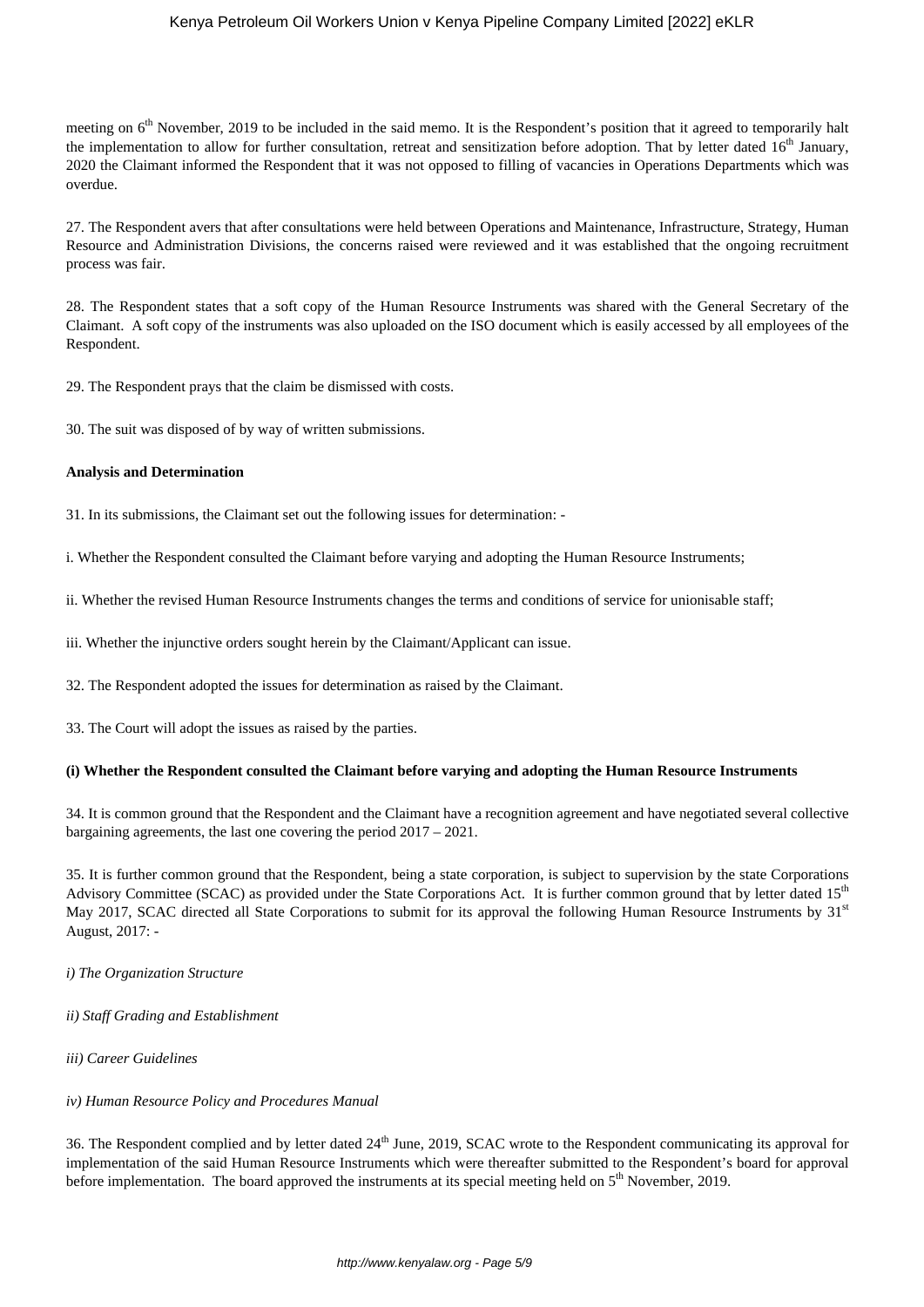meeting on 6th November, 2019 to be included in the said memo. It is the Respondent's position that it agreed to temporarily halt the implementation to allow for further consultation, retreat and sensitization before adoption. That by letter dated 16th January, 2020 the Claimant informed the Respondent that it was not opposed to filling of vacancies in Operations Departments which was overdue.

27. The Respondent avers that after consultations were held between Operations and Maintenance, Infrastructure, Strategy, Human Resource and Administration Divisions, the concerns raised were reviewed and it was established that the ongoing recruitment process was fair.

28. The Respondent states that a soft copy of the Human Resource Instruments was shared with the General Secretary of the Claimant. A soft copy of the instruments was also uploaded on the ISO document which is easily accessed by all employees of the Respondent.

29. The Respondent prays that the claim be dismissed with costs.

30. The suit was disposed of by way of written submissions.

**Analysis and Determination**

31. In its submissions, the Claimant set out the following issues for determination: -

i. Whether the Respondent consulted the Claimant before varying and adopting the Human Resource Instruments;

ii. Whether the revised Human Resource Instruments changes the terms and conditions of service for unionisable staff;

iii. Whether the injunctive orders sought herein by the Claimant/Applicant can issue.

32. The Respondent adopted the issues for determination as raised by the Claimant.

33. The Court will adopt the issues as raised by the parties.

**(i) Whether the Respondent consulted the Claimant before varying and adopting the Human Resource Instruments**

34. It is common ground that the Respondent and the Claimant have a recognition agreement and have negotiated several collective bargaining agreements, the last one covering the period 2017 – 2021.

35. It is further common ground that the Respondent, being a state corporation, is subject to supervision by the state Corporations Advisory Committee (SCAC) as provided under the State Corporations Act. It is further common ground that by letter dated 15th May 2017, SCAC directed all State Corporations to submit for its approval the following Human Resource Instruments by 31st August, 2017: -

*i) The Organization Structure*

*ii) Staff Grading and Establishment*

*iii) Career Guidelines*

*iv) Human Resource Policy and Procedures Manual*

36. The Respondent complied and by letter dated 24th June, 2019, SCAC wrote to the Respondent communicating its approval for implementation of the said Human Resource Instruments which were thereafter submitted to the Respondent's board for approval before implementation. The board approved the instruments at its special meeting held on 5th November, 2019.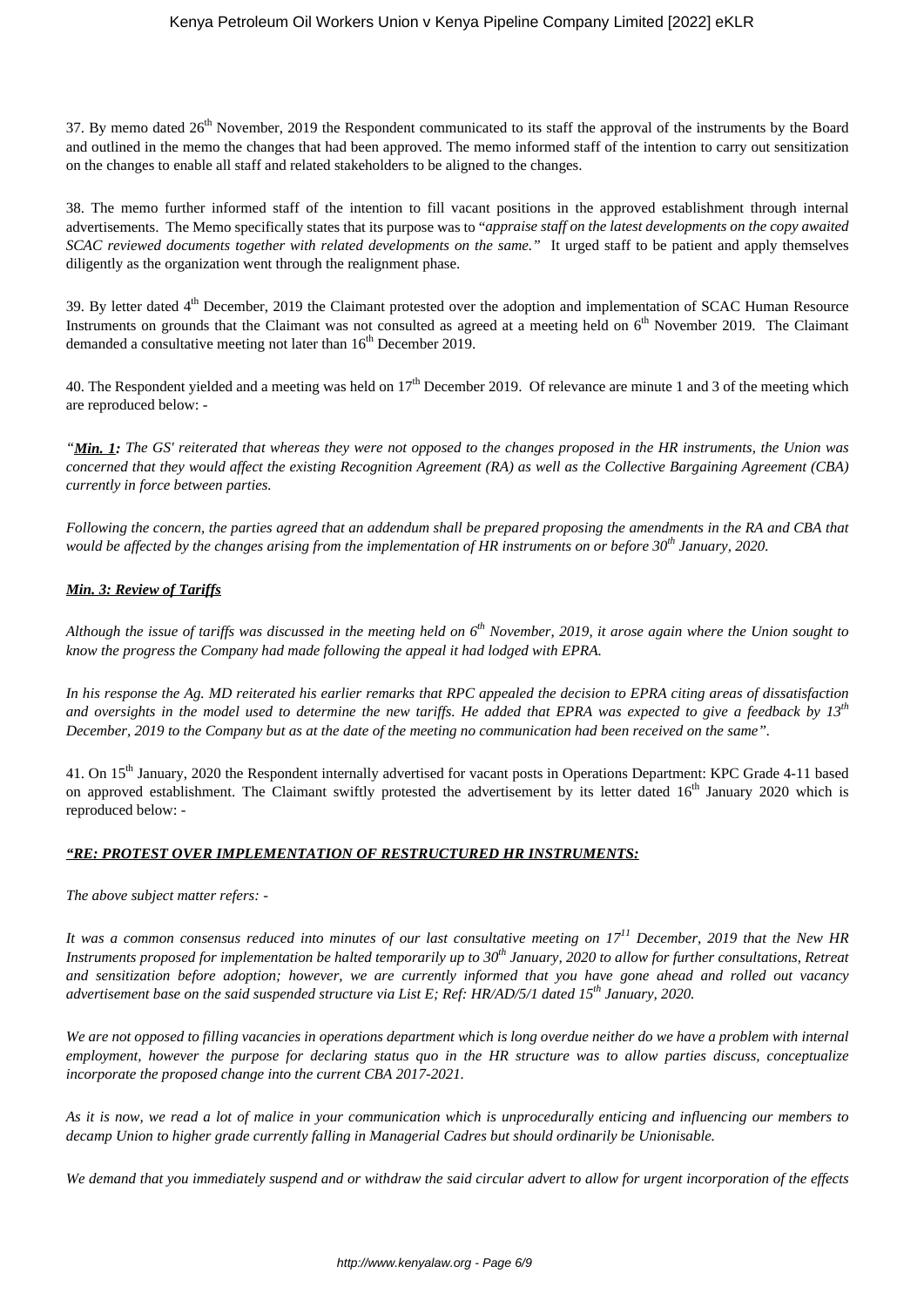37. By memo dated 26th November, 2019 the Respondent communicated to its staff the approval of the instruments by the Board and outlined in the memo the changes that had been approved. The memo informed staff of the intention to carry out sensitization on the changes to enable all staff and related stakeholders to be aligned to the changes.

38. The memo further informed staff of the intention to fill vacant positions in the approved establishment through internal advertisements. The Memo specifically states that its purpose was to "*appraise staff on the latest developments on the copy awaited SCAC reviewed documents together with related developments on the same.*" It urged staff to be patient and apply themselves diligently as the organization went through the realignment phase.

39. By letter dated 4th December, 2019 the Claimant protested over the adoption and implementation of SCAC Human Resource Instruments on grounds that the Claimant was not consulted as agreed at a meeting held on 6th November 2019. The Claimant demanded a consultative meeting not later than 16th December 2019.

40. The Respondent yielded and a meeting was held on 17th December 2019. Of relevance are minute 1 and 3 of the meeting which are reproduced below: -

*"**Min. 1:** The GS' reiterated that whereas they were not opposed to the changes proposed in the HR instruments, the Union was concerned that they would affect the existing Recognition Agreement (RA) as well as the Collective Bargaining Agreement (CBA) currently in force between parties.*

*Following the concern, the parties agreed that an addendum shall be prepared proposing the amendments in the RA and CBA that would be affected by the changes arising from the implementation of HR instruments on or before 30th January, 2020.*

***Min. 3: Review of Tariffs***

*Although the issue of tariffs was discussed in the meeting held on 6th November, 2019, it arose again where the Union sought to know the progress the Company had made following the appeal it had lodged with EPRA.*

*In his response the Ag. MD reiterated his earlier remarks that RPC appealed the decision to EPRA citing areas of dissatisfaction and oversights in the model used to determine the new tariffs. He added that EPRA was expected to give a feedback by 13th December, 2019 to the Company but as at the date of the meeting no communication had been received on the same".*

41. On 15th January, 2020 the Respondent internally advertised for vacant posts in Operations Department: KPC Grade 4-11 based on approved establishment. The Claimant swiftly protested the advertisement by its letter dated 16th January 2020 which is reproduced below: -

***"RE: PROTEST OVER IMPLEMENTATION OF RESTRUCTURED HR INSTRUMENTS:***

*The above subject matter refers: -*

*It was a common consensus reduced into minutes of our last consultative meeting on 17th December, 2019 that the New HR Instruments proposed for implementation be halted temporarily up to 30th January, 2020 to allow for further consultations, Retreat and sensitization before adoption; however, we are currently informed that you have gone ahead and rolled out vacancy advertisement base on the said suspended structure via List E; Ref: HR/AD/5/1 dated 15th January, 2020.*

*We are not opposed to filling vacancies in operations department which is long overdue neither do we have a problem with internal employment, however the purpose for declaring status quo in the HR structure was to allow parties discuss, conceptualize incorporate the proposed change into the current CBA 2017-2021.*

*As it is now, we read a lot of malice in your communication which is unprocedurally enticing and influencing our members to decamp Union to higher grade currently falling in Managerial Cadres but should ordinarily be Unionisable.*

*We demand that you immediately suspend and or withdraw the said circular advert to allow for urgent incorporation of the effects*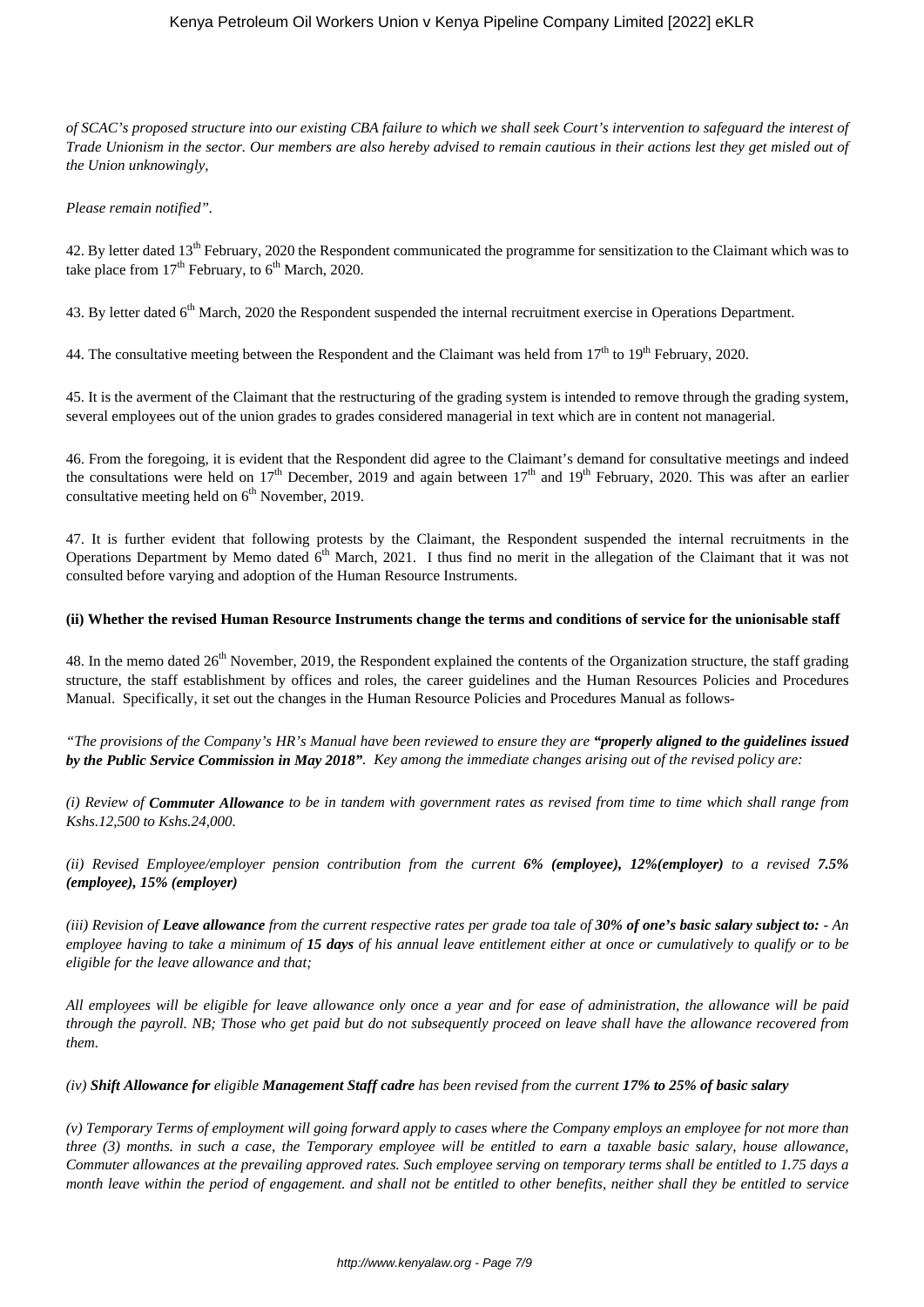*of SCAC's proposed structure into our existing CBA failure to which we shall seek Court's intervention to safeguard the interest of Trade Unionism in the sector. Our members are also hereby advised to remain cautious in their actions lest they get misled out of the Union unknowingly,*

*Please remain notified".*

42. By letter dated 13th February, 2020 the Respondent communicated the programme for sensitization to the Claimant which was to take place from 17th February, to 6th March, 2020.

43. By letter dated 6th March, 2020 the Respondent suspended the internal recruitment exercise in Operations Department.

44. The consultative meeting between the Respondent and the Claimant was held from 17th to 19th February, 2020.

45. It is the averment of the Claimant that the restructuring of the grading system is intended to remove through the grading system, several employees out of the union grades to grades considered managerial in text which are in content not managerial.

46. From the foregoing, it is evident that the Respondent did agree to the Claimant's demand for consultative meetings and indeed the consultations were held on 17th December, 2019 and again between 17th and 19th February, 2020. This was after an earlier consultative meeting held on 6th November, 2019.

47. It is further evident that following protests by the Claimant, the Respondent suspended the internal recruitments in the Operations Department by Memo dated 6th March, 2021. I thus find no merit in the allegation of the Claimant that it was not consulted before varying and adoption of the Human Resource Instruments.

**(ii) Whether the revised Human Resource Instruments change the terms and conditions of service for the unionisable staff**

48. In the memo dated 26th November, 2019, the Respondent explained the contents of the Organization structure, the staff grading structure, the staff establishment by offices and roles, the career guidelines and the Human Resources Policies and Procedures Manual. Specifically, it set out the changes in the Human Resource Policies and Procedures Manual as follows-

*"The provisions of the Company's HR's Manual have been reviewed to ensure they are **"properly aligned to the guidelines issued by the Public Service Commission in May 2018"**. Key among the immediate changes arising out of the revised policy are:*

*(i) Review of **Commuter Allowance** to be in tandem with government rates as revised from time to time which shall range from Kshs.12,500 to Kshs.24,000.*

*(ii) Revised Employee/employer pension contribution from the current **6% (employee), 12%(employer)** to a revised **7.5% (employee), 15% (employer)***

*(iii) Revision of **Leave allowance** from the current respective rates per grade toa tale of **30% of one's basic salary subject to:** - An employee having to take a minimum of **15 days** of his annual leave entitlement either at once or cumulatively to qualify or to be eligible for the leave allowance and that;*

*All employees will be eligible for leave allowance only once a year and for ease of administration, the allowance will be paid through the payroll. NB; Those who get paid but do not subsequently proceed on leave shall have the allowance recovered from them.*

*(iv) **Shift Allowance for** eligible **Management Staff cadre** has been revised from the current **17% to 25% of basic salary***

*(v) Temporary Terms of employment will going forward apply to cases where the Company employs an employee for not more than three (3) months. in such a case, the Temporary employee will be entitled to earn a taxable basic salary, house allowance, Commuter allowances at the prevailing approved rates. Such employee serving on temporary terms shall be entitled to 1.75 days a month leave within the period of engagement. and shall not be entitled to other benefits, neither shall they be entitled to service*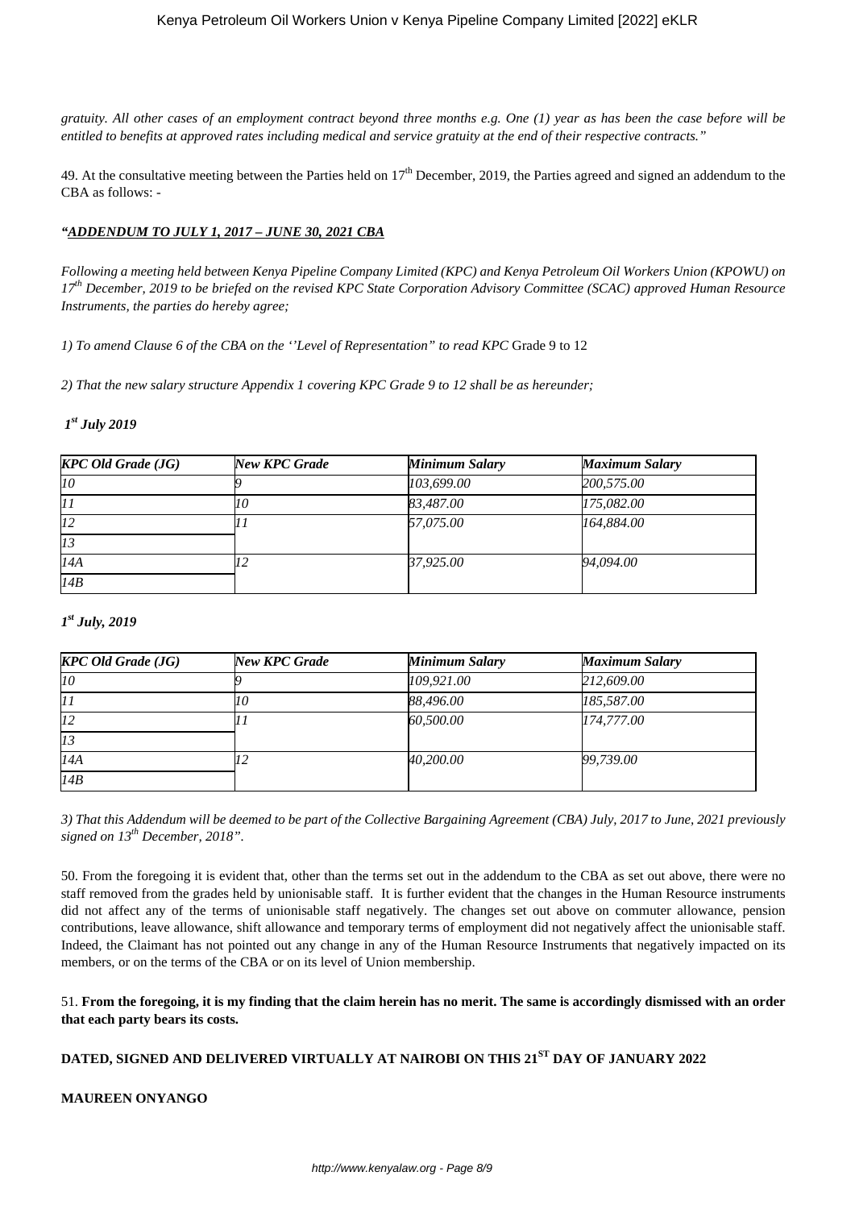*gratuity. All other cases of an employment contract beyond three months e.g. One (1) year as has been the case before will be entitled to benefits at approved rates including medical and service gratuity at the end of their respective contracts."*

49. At the consultative meeting between the Parties held on 17th December, 2019, the Parties agreed and signed an addendum to the CBA as follows: -

***"ADDENDUM TO JULY 1, 2017 – JUNE 30, 2021 CBA***

*Following a meeting held between Kenya Pipeline Company Limited (KPC) and Kenya Petroleum Oil Workers Union (KPOWU) on 17th December, 2019 to be briefed on the revised KPC State Corporation Advisory Committee (SCAC) approved Human Resource Instruments, the parties do hereby agree;*

*1) To amend Clause 6 of the CBA on the ''Level of Representation" to read KPC* Grade 9 to 12

*2) That the new salary structure Appendix 1 covering KPC Grade 9 to 12 shall be as hereunder;*

***1st July 2019***

| *KPC Old Grade (JG)* | *New KPC Grade* | *Minimum Salary* | *Maximum Salary* |
|---|---|---|---|
| *10* | *9* | *103,699.00* | *200,575.00* |
| *11* | *10* | *83,487.00* | *175,082.00* |
| *12* | *11* | *57,075.00* | *164,884.00* |
| *13* | | | |
| *14A* | *12* | *37,925.00* | *94,094.00* |
| *14B* | | | |

***1st July, 2019***

| *KPC Old Grade (JG)* | *New KPC Grade* | *Minimum Salary* | *Maximum Salary* |
|---|---|---|---|
| *10* | *9* | *109,921.00* | *212,609.00* |
| *11* | *10* | *88,496.00* | *185,587.00* |
| *12* | *11* | *60,500.00* | *174,777.00* |
| *13* | | | |
| *14A* | *12* | *40,200.00* | *99,739.00* |
| *14B* | | | |

*3) That this Addendum will be deemed to be part of the Collective Bargaining Agreement (CBA) July, 2017 to June, 2021 previously signed on 13th December, 2018".*

50. From the foregoing it is evident that, other than the terms set out in the addendum to the CBA as set out above, there were no staff removed from the grades held by unionisable staff. It is further evident that the changes in the Human Resource instruments did not affect any of the terms of unionisable staff negatively. The changes set out above on commuter allowance, pension contributions, leave allowance, shift allowance and temporary terms of employment did not negatively affect the unionisable staff. Indeed, the Claimant has not pointed out any change in any of the Human Resource Instruments that negatively impacted on its members, or on the terms of the CBA or on its level of Union membership.

51. **From the foregoing, it is my finding that the claim herein has no merit. The same is accordingly dismissed with an order that each party bears its costs.**

**DATED, SIGNED AND DELIVERED VIRTUALLY AT NAIROBI ON THIS 21ST DAY OF JANUARY 2022**

**MAUREEN ONYANGO**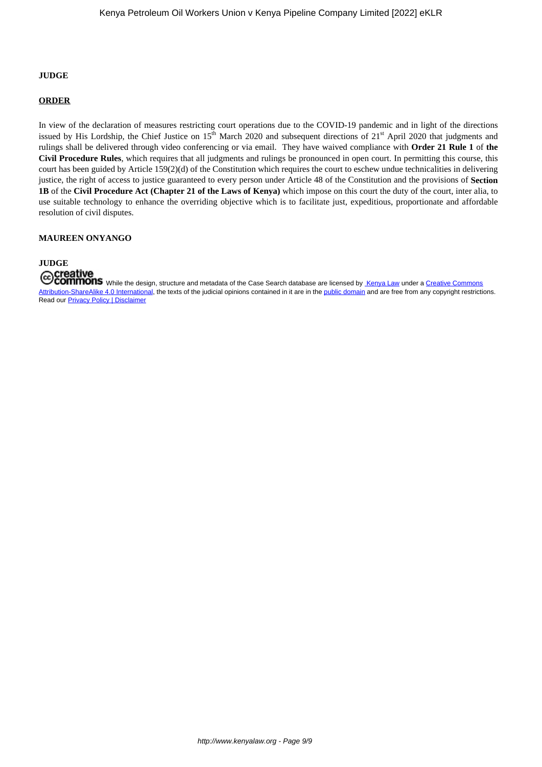**JUDGE**

**ORDER**

In view of the declaration of measures restricting court operations due to the COVID-19 pandemic and in light of the directions issued by His Lordship, the Chief Justice on 15th March 2020 and subsequent directions of 21st April 2020 that judgments and rulings shall be delivered through video conferencing or via email. They have waived compliance with **Order 21 Rule 1** of **the Civil Procedure Rules**, which requires that all judgments and rulings be pronounced in open court. In permitting this course, this court has been guided by Article 159(2)(d) of the Constitution which requires the court to eschew undue technicalities in delivering justice, the right of access to justice guaranteed to every person under Article 48 of the Constitution and the provisions of **Section 1B** of the **Civil Procedure Act (Chapter 21 of the Laws of Kenya)** which impose on this court the duty of the court, inter alia, to use suitable technology to enhance the overriding objective which is to facilitate just, expeditious, proportionate and affordable resolution of civil disputes.

**MAUREEN ONYANGO**

**JUDGE**

While the design, structure and metadata of the Case Search database are licensed by Kenya Law under a Creative Commons Attribution-ShareAlike 4.0 International, the texts of the judicial opinions contained in it are in the public domain and are free from any copyright restrictions. Read our Privacy Policy | Disclaimer